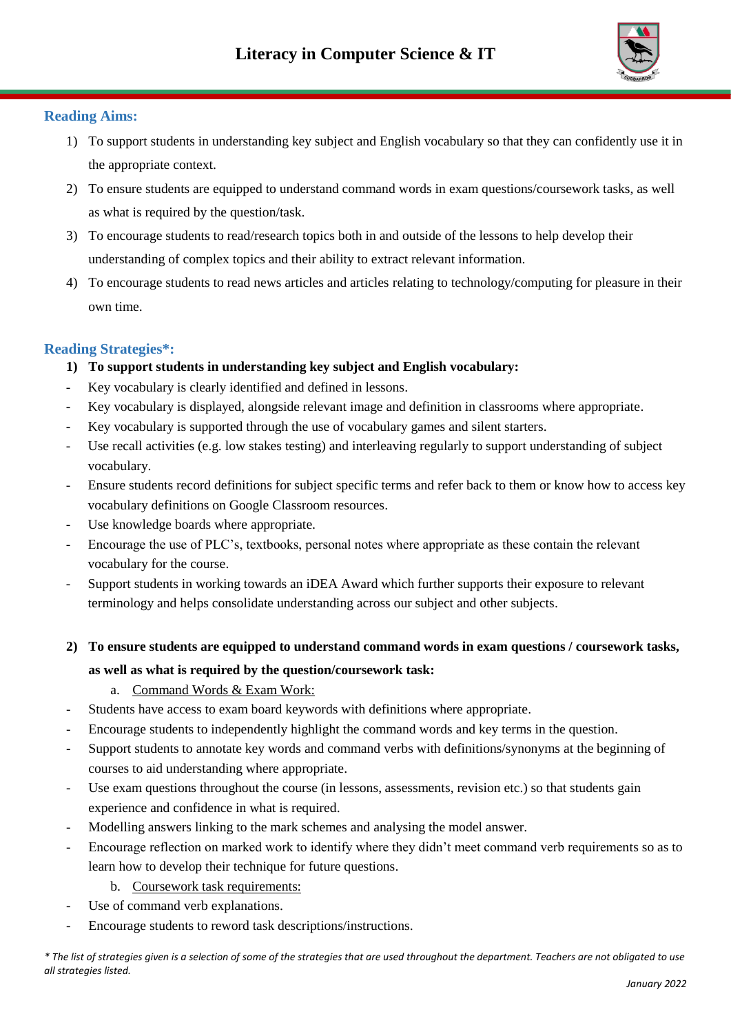# Literacy in Computer Science & IT

## Reading Aims:

1) To support students in understanding key subject and English vocabulary so that they can confidently use it in the appropriate context.
2) To ensure students are equipped to understand command words in exam questions/coursework tasks, as well as what is required by the question/task.
3) To encourage students to read/research topics both in and outside of the lessons to help develop their understanding of complex topics and their ability to extract relevant information.
4) To encourage students to read news articles and articles relating to technology/computing for pleasure in their own time.

## Reading Strategies*:

**1) To support students in understanding key subject and English vocabulary:**

- Key vocabulary is clearly identified and defined in lessons.
- Key vocabulary is displayed, alongside relevant image and definition in classrooms where appropriate.
- Key vocabulary is supported through the use of vocabulary games and silent starters.
- Use recall activities (e.g. low stakes testing) and interleaving regularly to support understanding of subject vocabulary.
- Ensure students record definitions for subject specific terms and refer back to them or know how to access key vocabulary definitions on Google Classroom resources.
- Use knowledge boards where appropriate.
- Encourage the use of PLC's, textbooks, personal notes where appropriate as these contain the relevant vocabulary for the course.
- Support students in working towards an iDEA Award which further supports their exposure to relevant terminology and helps consolidate understanding across our subject and other subjects.

**2) To ensure students are equipped to understand command words in exam questions / coursework tasks, as well as what is required by the question/coursework task:**

a. Command Words & Exam Work:

- Students have access to exam board keywords with definitions where appropriate.
- Encourage students to independently highlight the command words and key terms in the question.
- Support students to annotate key words and command verbs with definitions/synonyms at the beginning of courses to aid understanding where appropriate.
- Use exam questions throughout the course (in lessons, assessments, revision etc.) so that students gain experience and confidence in what is required.
- Modelling answers linking to the mark schemes and analysing the model answer.
- Encourage reflection on marked work to identify where they didn't meet command verb requirements so as to learn how to develop their technique for future questions.

b. Coursework task requirements:

- Use of command verb explanations.
- Encourage students to reword task descriptions/instructions.

*\* The list of strategies given is a selection of some of the strategies that are used throughout the department. Teachers are not obligated to use all strategies listed.*

*January 2022*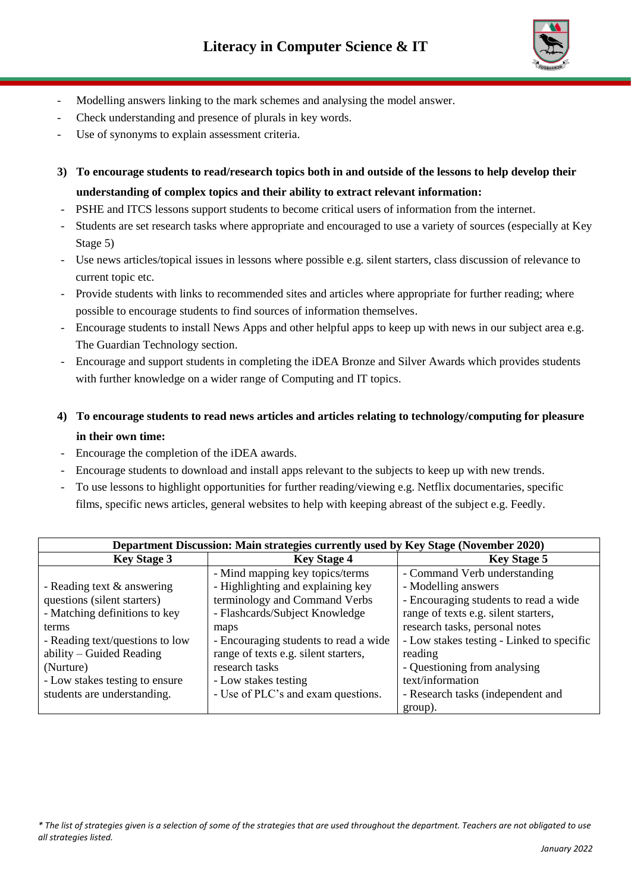- Modelling answers linking to the mark schemes and analysing the model answer.
- Check understanding and presence of plurals in key words.
- Use of synonyms to explain assessment criteria.

**3) To encourage students to read/research topics both in and outside of the lessons to help develop their understanding of complex topics and their ability to extract relevant information:**

- PSHE and ITCS lessons support students to become critical users of information from the internet.
- Students are set research tasks where appropriate and encouraged to use a variety of sources (especially at Key Stage 5)
- Use news articles/topical issues in lessons where possible e.g. silent starters, class discussion of relevance to current topic etc.
- Provide students with links to recommended sites and articles where appropriate for further reading; where possible to encourage students to find sources of information themselves.
- Encourage students to install News Apps and other helpful apps to keep up with news in our subject area e.g. The Guardian Technology section.
- Encourage and support students in completing the iDEA Bronze and Silver Awards which provides students with further knowledge on a wider range of Computing and IT topics.

**4) To encourage students to read news articles and articles relating to technology/computing for pleasure in their own time:**

- Encourage the completion of the iDEA awards.
- Encourage students to download and install apps relevant to the subjects to keep up with new trends.
- To use lessons to highlight opportunities for further reading/viewing e.g. Netflix documentaries, specific films, specific news articles, general websites to help with keeping abreast of the subject e.g. Feedly.

| **Department Discussion: Main strategies currently used by Key Stage (November 2020)** | | |
|---|---|---|
| **Key Stage 3** | **Key Stage 4** | **Key Stage 5** |
| - Reading text & answering questions (silent starters)<br>- Matching definitions to key terms<br>- Reading text/questions to low ability – Guided Reading (Nurture)<br>- Low stakes testing to ensure students are understanding. | - Mind mapping key topics/terms<br>- Highlighting and explaining key terminology and Command Verbs<br>- Flashcards/Subject Knowledge maps<br>- Encouraging students to read a wide range of texts e.g. silent starters, research tasks<br>- Low stakes testing<br>- Use of PLC's and exam questions. | - Command Verb understanding<br>- Modelling answers<br>- Encouraging students to read a wide range of texts e.g. silent starters, research tasks, personal notes<br>- Low stakes testing - Linked to specific reading<br>- Questioning from analysing text/information<br>- Research tasks (independent and group). |

*\* The list of strategies given is a selection of some of the strategies that are used throughout the department. Teachers are not obligated to use all strategies listed.*

*January 2022*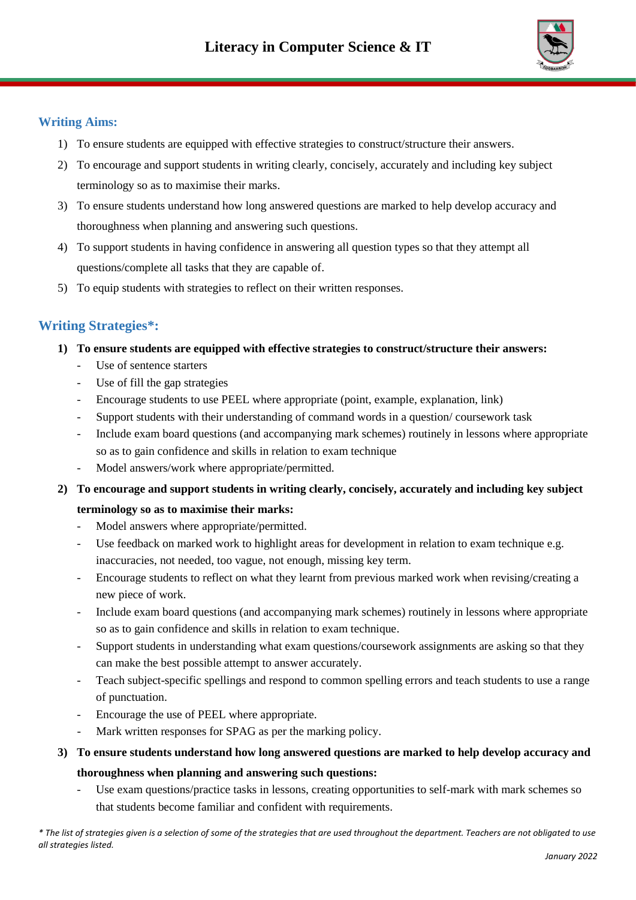# Literacy in Computer Science & IT

## Writing Aims:

1) To ensure students are equipped with effective strategies to construct/structure their answers.
2) To encourage and support students in writing clearly, concisely, accurately and including key subject terminology so as to maximise their marks.
3) To ensure students understand how long answered questions are marked to help develop accuracy and thoroughness when planning and answering such questions.
4) To support students in having confidence in answering all question types so that they attempt all questions/complete all tasks that they are capable of.
5) To equip students with strategies to reflect on their written responses.

## Writing Strategies*:

**1) To ensure students are equipped with effective strategies to construct/structure their answers:**

- Use of sentence starters
- Use of fill the gap strategies
- Encourage students to use PEEL where appropriate (point, example, explanation, link)
- Support students with their understanding of command words in a question/ coursework task
- Include exam board questions (and accompanying mark schemes) routinely in lessons where appropriate so as to gain confidence and skills in relation to exam technique
- Model answers/work where appropriate/permitted.

**2) To encourage and support students in writing clearly, concisely, accurately and including key subject terminology so as to maximise their marks:**

- Model answers where appropriate/permitted.
- Use feedback on marked work to highlight areas for development in relation to exam technique e.g. inaccuracies, not needed, too vague, not enough, missing key term.
- Encourage students to reflect on what they learnt from previous marked work when revising/creating a new piece of work.
- Include exam board questions (and accompanying mark schemes) routinely in lessons where appropriate so as to gain confidence and skills in relation to exam technique.
- Support students in understanding what exam questions/coursework assignments are asking so that they can make the best possible attempt to answer accurately.
- Teach subject-specific spellings and respond to common spelling errors and teach students to use a range of punctuation.
- Encourage the use of PEEL where appropriate.
- Mark written responses for SPAG as per the marking policy.

**3) To ensure students understand how long answered questions are marked to help develop accuracy and thoroughness when planning and answering such questions:**

- Use exam questions/practice tasks in lessons, creating opportunities to self-mark with mark schemes so that students become familiar and confident with requirements.

*\* The list of strategies given is a selection of some of the strategies that are used throughout the department. Teachers are not obligated to use all strategies listed.*

*January 2022*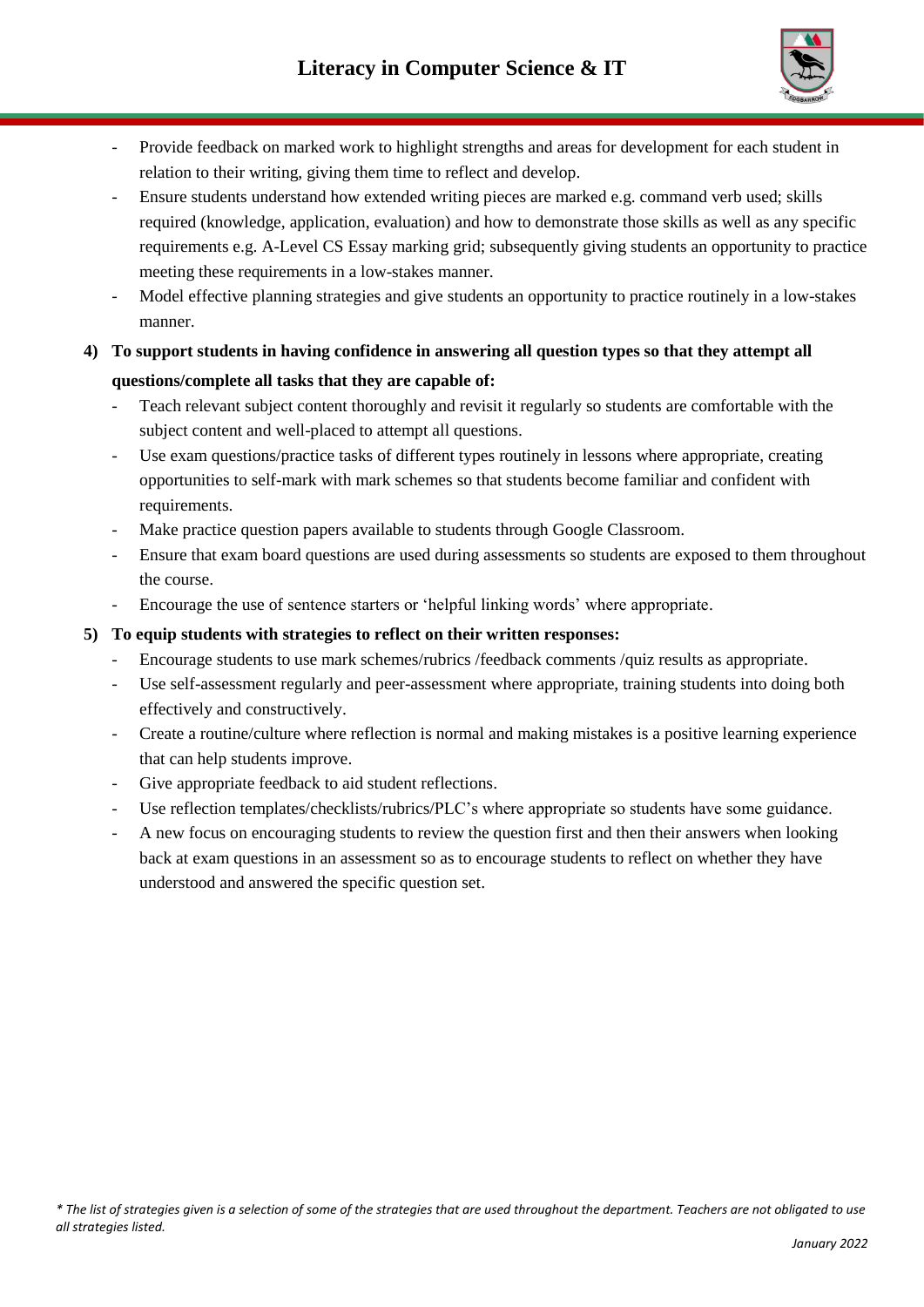- Provide feedback on marked work to highlight strengths and areas for development for each student in relation to their writing, giving them time to reflect and develop.
- Ensure students understand how extended writing pieces are marked e.g. command verb used; skills required (knowledge, application, evaluation) and how to demonstrate those skills as well as any specific requirements e.g. A-Level CS Essay marking grid; subsequently giving students an opportunity to practice meeting these requirements in a low-stakes manner.
- Model effective planning strategies and give students an opportunity to practice routinely in a low-stakes manner.

**4) To support students in having confidence in answering all question types so that they attempt all questions/complete all tasks that they are capable of:**

- Teach relevant subject content thoroughly and revisit it regularly so students are comfortable with the subject content and well-placed to attempt all questions.
- Use exam questions/practice tasks of different types routinely in lessons where appropriate, creating opportunities to self-mark with mark schemes so that students become familiar and confident with requirements.
- Make practice question papers available to students through Google Classroom.
- Ensure that exam board questions are used during assessments so students are exposed to them throughout the course.
- Encourage the use of sentence starters or 'helpful linking words' where appropriate.

**5) To equip students with strategies to reflect on their written responses:**

- Encourage students to use mark schemes/rubrics /feedback comments /quiz results as appropriate.
- Use self-assessment regularly and peer-assessment where appropriate, training students into doing both effectively and constructively.
- Create a routine/culture where reflection is normal and making mistakes is a positive learning experience that can help students improve.
- Give appropriate feedback to aid student reflections.
- Use reflection templates/checklists/rubrics/PLC's where appropriate so students have some guidance.
- A new focus on encouraging students to review the question first and then their answers when looking back at exam questions in an assessment so as to encourage students to reflect on whether they have understood and answered the specific question set.

*\* The list of strategies given is a selection of some of the strategies that are used throughout the department. Teachers are not obligated to use all strategies listed.*

*January 2022*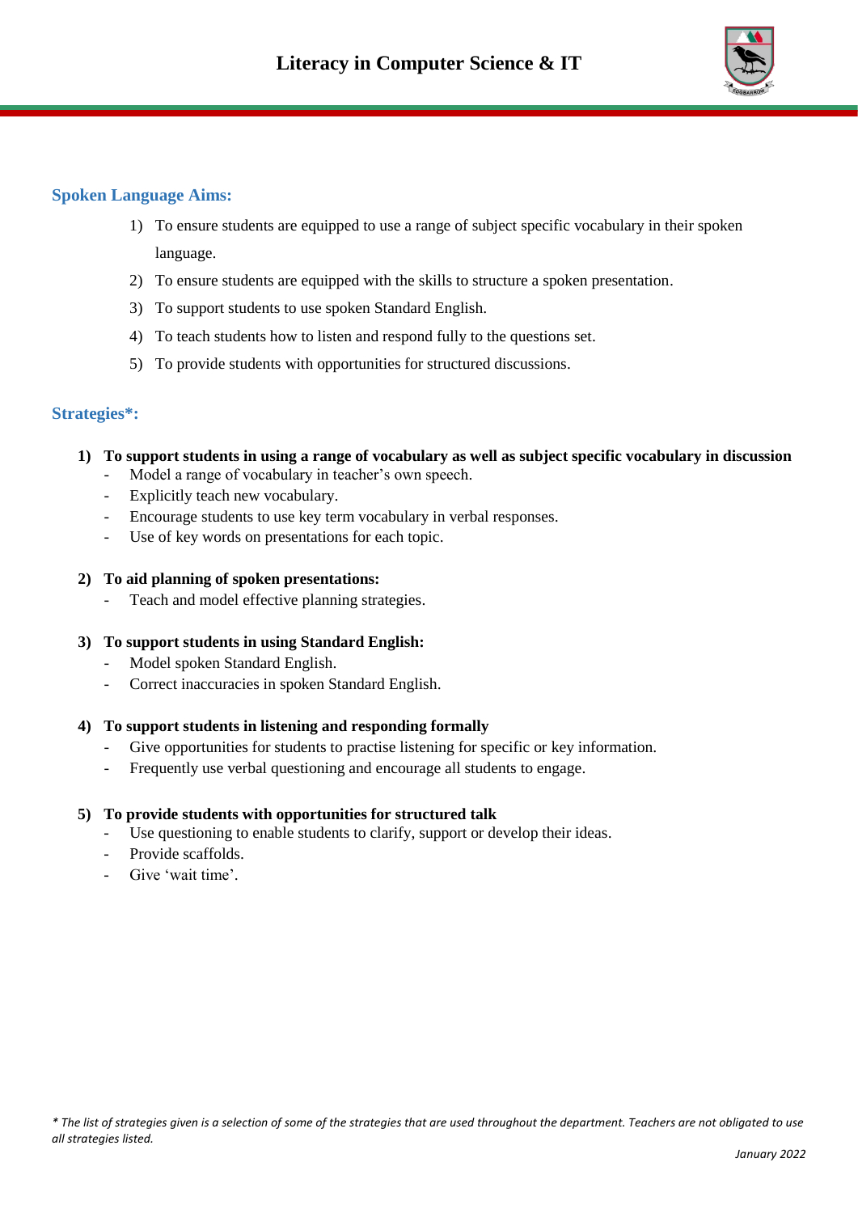# Literacy in Computer Science & IT

## Spoken Language Aims:

1) To ensure students are equipped to use a range of subject specific vocabulary in their spoken language.
2) To ensure students are equipped with the skills to structure a spoken presentation.
3) To support students to use spoken Standard English.
4) To teach students how to listen and respond fully to the questions set.
5) To provide students with opportunities for structured discussions.

## Strategies*:

**1) To support students in using a range of vocabulary as well as subject specific vocabulary in discussion**

- Model a range of vocabulary in teacher's own speech.
- Explicitly teach new vocabulary.
- Encourage students to use key term vocabulary in verbal responses.
- Use of key words on presentations for each topic.

**2) To aid planning of spoken presentations:**

- Teach and model effective planning strategies.

**3) To support students in using Standard English:**

- Model spoken Standard English.
- Correct inaccuracies in spoken Standard English.

**4) To support students in listening and responding formally**

- Give opportunities for students to practise listening for specific or key information.
- Frequently use verbal questioning and encourage all students to engage.

**5) To provide students with opportunities for structured talk**

- Use questioning to enable students to clarify, support or develop their ideas.
- Provide scaffolds.
- Give 'wait time'.

*\* The list of strategies given is a selection of some of the strategies that are used throughout the department. Teachers are not obligated to use all strategies listed.*

*January 2022*